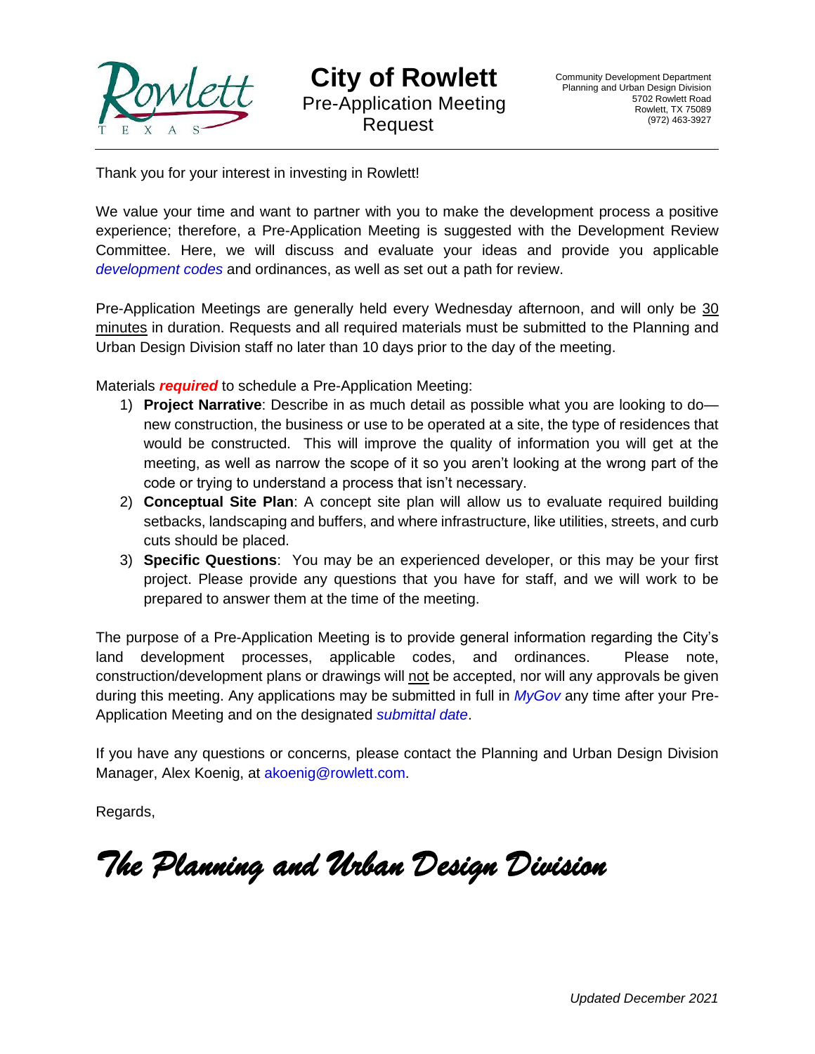# City of Rowlett

## Pre-Application Meeting Request

Community Development Department
Planning and Urban Design Division
5702 Rowlett Road
Rowlett, TX 75089
(972) 463-3927

---

Thank you for your interest in investing in Rowlett!

We value your time and want to partner with you to make the development process a positive experience; therefore, a Pre-Application Meeting is suggested with the Development Review Committee. Here, we will discuss and evaluate your ideas and provide you applicable *development codes* and ordinances, as well as set out a path for review.

Pre-Application Meetings are generally held every Wednesday afternoon, and will only be 30 minutes in duration. Requests and all required materials must be submitted to the Planning and Urban Design Division staff no later than 10 days prior to the day of the meeting.

Materials ***required*** to schedule a Pre-Application Meeting:

1) **Project Narrative**: Describe in as much detail as possible what you are looking to do—new construction, the business or use to be operated at a site, the type of residences that would be constructed. This will improve the quality of information you will get at the meeting, as well as narrow the scope of it so you aren't looking at the wrong part of the code or trying to understand a process that isn't necessary.
2) **Conceptual Site Plan**: A concept site plan will allow us to evaluate required building setbacks, landscaping and buffers, and where infrastructure, like utilities, streets, and curb cuts should be placed.
3) **Specific Questions**: You may be an experienced developer, or this may be your first project. Please provide any questions that you have for staff, and we will work to be prepared to answer them at the time of the meeting.

The purpose of a Pre-Application Meeting is to provide general information regarding the City's land development processes, applicable codes, and ordinances. Please note, construction/development plans or drawings will not be accepted, nor will any approvals be given during this meeting. Any applications may be submitted in full in *MyGov* any time after your Pre-Application Meeting and on the designated *submittal date*.

If you have any questions or concerns, please contact the Planning and Urban Design Division Manager, Alex Koenig, at akoenig@rowlett.com.

Regards,

*The Planning and Urban Design Division*

*Updated December 2021*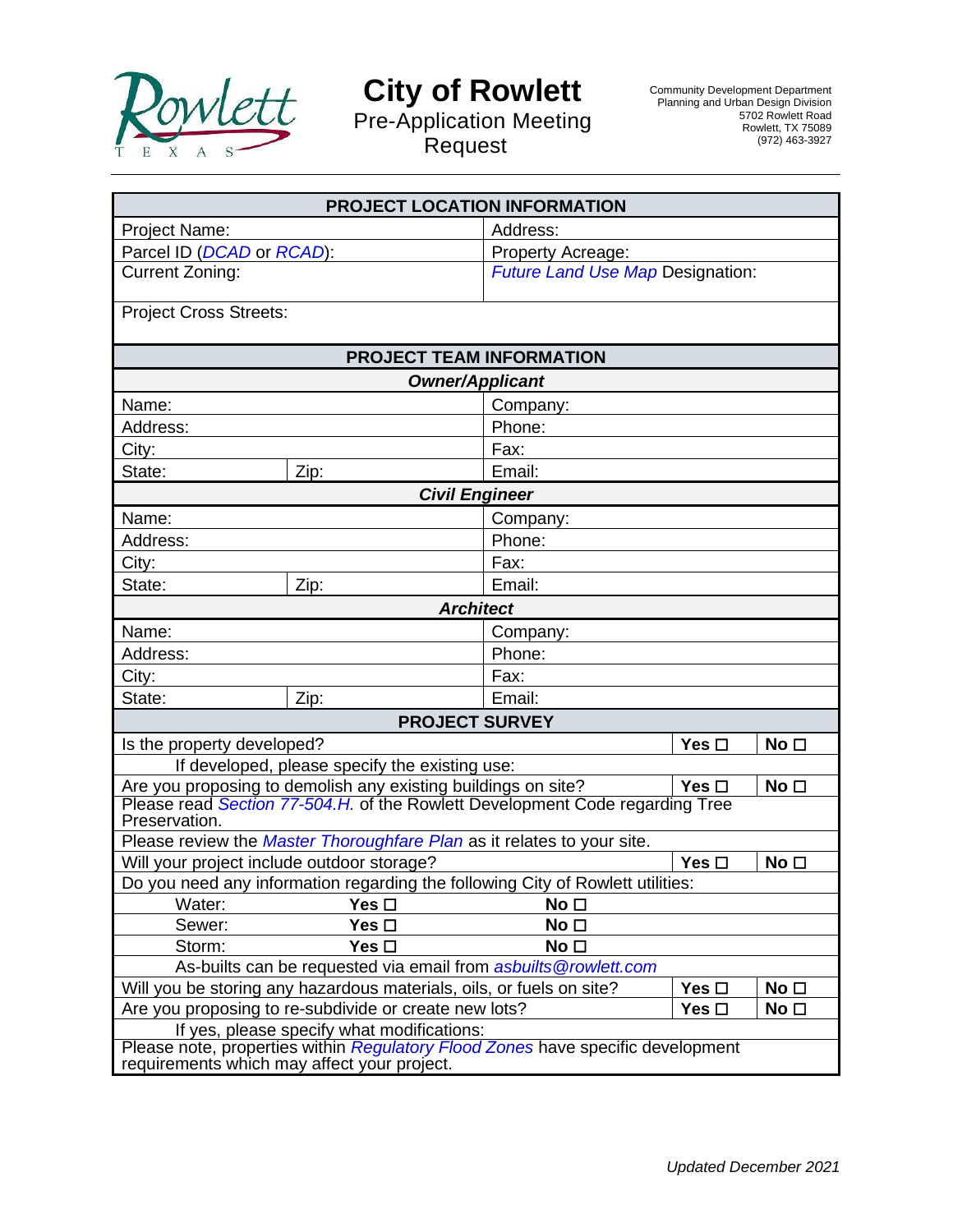# City of Rowlett

Pre-Application Meeting Request

Community Development Department
Planning and Urban Design Division
5702 Rowlett Road
Rowlett, TX 75089
(972) 463-3927

| PROJECT LOCATION INFORMATION | |
|---|---|
| Project Name: | Address: |
| Parcel ID (*DCAD* or *RCAD*): | Property Acreage: |
| Current Zoning: | *Future Land Use Map* Designation: |
| Project Cross Streets: | |

| PROJECT TEAM INFORMATION | | |
|---|---|---|
| ***Owner/Applicant*** | | |
| Name: | | Company: |
| Address: | | Phone: |
| City: | | Fax: |
| State: | Zip: | Email: |
| ***Civil Engineer*** | | |
| Name: | | Company: |
| Address: | | Phone: |
| City: | | Fax: |
| State: | Zip: | Email: |
| ***Architect*** | | |
| Name: | | Company: |
| Address: | | Phone: |
| City: | | Fax: |
| State: | Zip: | Email: |

| PROJECT SURVEY | | | | |
|---|---|---|---|---|
| Is the property developed? | | | **Yes ☐** | **No ☐** |
| If developed, please specify the existing use: | | | | |
| Are you proposing to demolish any existing buildings on site? | | | **Yes ☐** | **No ☐** |
| Please read *Section 77-504.H.* of the Rowlett Development Code regarding Tree Preservation. | | | | |
| Please review the *Master Thoroughfare Plan* as it relates to your site. | | | | |
| Will your project include outdoor storage? | | | **Yes ☐** | **No ☐** |
| Do you need any information regarding the following City of Rowlett utilities: | | | | |
| Water: | **Yes ☐** | **No ☐** | | |
| Sewer: | **Yes ☐** | **No ☐** | | |
| Storm: | **Yes ☐** | **No ☐** | | |
| As-builts can be requested via email from *asbuilts@rowlett.com* | | | | |
| Will you be storing any hazardous materials, oils, or fuels on site? | | | **Yes ☐** | **No ☐** |
| Are you proposing to re-subdivide or create new lots? | | | **Yes ☐** | **No ☐** |
| If yes, please specify what modifications: | | | | |
| Please note, properties within *Regulatory Flood Zones* have specific development requirements which may affect your project. | | | | |

*Updated December 2021*